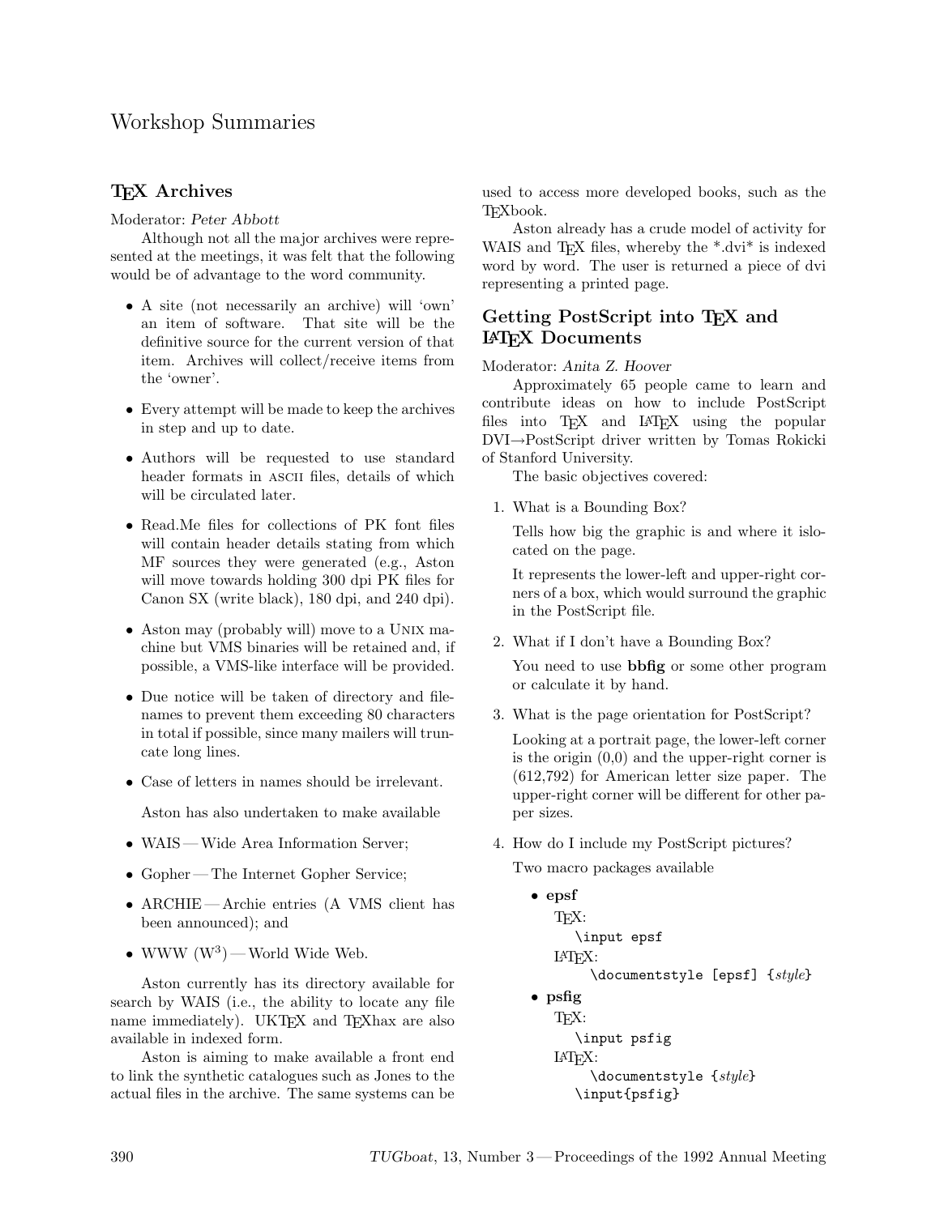# Workshop Summaries

## TeX Archives

Moderator: *Peter Abbott*

Although not all the major archives were represented at the meetings, it was felt that the following would be of advantage to the word community.

- A site (not necessarily an archive) will 'own' an item of software. That site will be the definitive source for the current version of that item. Archives will collect/receive items from the 'owner'.
- Every attempt will be made to keep the archives in step and up to date.
- Authors will be requested to use standard header formats in ASCII files, details of which will be circulated later.
- Read.Me files for collections of PK font files will contain header details stating from which MF sources they were generated (e.g., Aston will move towards holding 300 dpi PK files for Canon SX (write black), 180 dpi, and 240 dpi).
- Aston may (probably will) move to a UNIX machine but VMS binaries will be retained and, if possible, a VMS-like interface will be provided.
- Due notice will be taken of directory and filenames to prevent them exceeding 80 characters in total if possible, since many mailers will truncate long lines.
- Case of letters in names should be irrelevant.

  Aston has also undertaken to make available

- WAIS — Wide Area Information Server;
- Gopher — The Internet Gopher Service;
- ARCHIE — Archie entries (A VMS client has been announced); and
- WWW ($W^3$) — World Wide Web.

Aston currently has its directory available for search by WAIS (i.e., the ability to locate any file name immediately). UKTeX and TeXhax are also available in indexed form.

Aston is aiming to make available a front end to link the synthetic catalogues such as Jones to the actual files in the archive. The same systems can be used to access more developed books, such as the TeXbook.

Aston already has a crude model of activity for WAIS and TeX files, whereby the *.dvi* is indexed word by word. The user is returned a piece of dvi representing a printed page.

## Getting PostScript into TeX and LaTeX Documents

Moderator: *Anita Z. Hoover*

Approximately 65 people came to learn and contribute ideas on how to include PostScript files into TeX and LaTeX using the popular DVI→PostScript driver written by Tomas Rokicki of Stanford University.

The basic objectives covered:

1. What is a Bounding Box?

   Tells how big the graphic is and where it islocated on the page.

   It represents the lower-left and upper-right corners of a box, which would surround the graphic in the PostScript file.

2. What if I don't have a Bounding Box?

   You need to use **bbfig** or some other program or calculate it by hand.

3. What is the page orientation for PostScript?

   Looking at a portrait page, the lower-left corner is the origin (0,0) and the upper-right corner is (612,792) for American letter size paper. The upper-right corner will be different for other paper sizes.

4. How do I include my PostScript pictures?

   Two macro packages available

   - **epsf**

     TeX:
     ```
     \input epsf
     ```
     LaTeX:
     ```
     \documentstyle [epsf] {style}
     ```
   - **psfig**

     TeX:
     ```
     \input psfig
     ```
     LaTeX:
     ```
     \documentstyle {style}
     \input{psfig}
     ```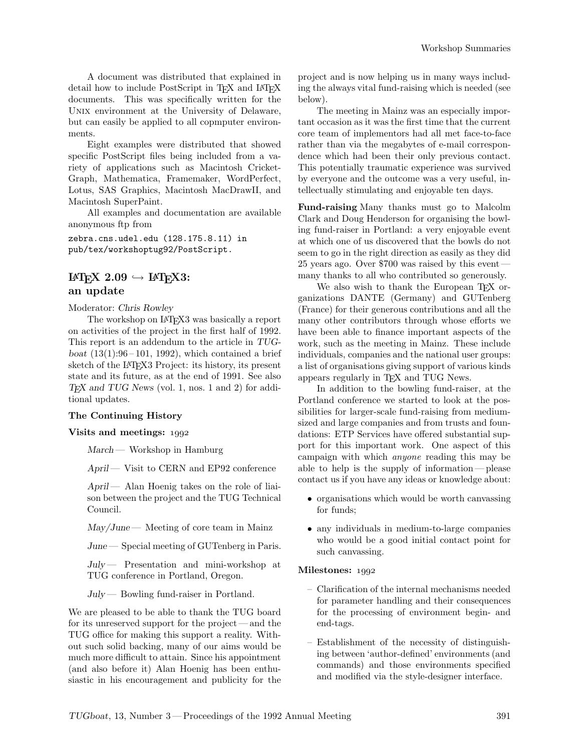A document was distributed that explained in detail how to include PostScript in TEX and LATEX documents. This was specifically written for the UNIX environment at the University of Delaware, but can easily be applied to all copmputer environments.

Eight examples were distributed that showed specific PostScript files being included from a variety of applications such as Macintosh Cricket-Graph, Mathematica, Framemaker, WordPerfect, Lotus, SAS Graphics, Macintosh MacDrawII, and Macintosh SuperPaint.

All examples and documentation are available anonymous ftp from

```
zebra.cns.udel.edu (128.175.8.11) in
pub/tex/workshoptug92/PostScript.
```

## LATEX 2.09 ↪ LATEX3: an update

Moderator: *Chris Rowley*

The workshop on LATEX3 was basically a report on activities of the project in the first half of 1992. This report is an addendum to the article in *TUGboat* (13(1):96–101, 1992), which contained a brief sketch of the LATEX3 Project: its history, its present state and its future, as at the end of 1991. See also *TEX and TUG News* (vol. 1, nos. 1 and 2) for additional updates.

### The Continuing History

**Visits and meetings:** 1992

*March* — Workshop in Hamburg

*April* — Visit to CERN and EP92 conference

*April* — Alan Hoenig takes on the role of liaison between the project and the TUG Technical Council.

*May/June* — Meeting of core team in Mainz

*June* — Special meeting of GUTenberg in Paris.

*July* — Presentation and mini-workshop at TUG conference in Portland, Oregon.

*July* — Bowling fund-raiser in Portland.

We are pleased to be able to thank the TUG board for its unreserved support for the project — and the TUG office for making this support a reality. Without such solid backing, many of our aims would be much more difficult to attain. Since his appointment (and also before it) Alan Hoenig has been enthusiastic in his encouragement and publicity for the project and is now helping us in many ways including the always vital fund-raising which is needed (see below).

The meeting in Mainz was an especially important occasion as it was the first time that the current core team of implementors had all met face-to-face rather than via the megabytes of e-mail correspondence which had been their only previous contact. This potentially traumatic experience was survived by everyone and the outcome was a very useful, intellectually stimulating and enjoyable ten days.

**Fund-raising** Many thanks must go to Malcolm Clark and Doug Henderson for organising the bowling fund-raiser in Portland: a very enjoyable event at which one of us discovered that the bowls do not seem to go in the right direction as easily as they did 25 years ago. Over $700 was raised by this event — many thanks to all who contributed so generously.

We also wish to thank the European TEX organizations DANTE (Germany) and GUTenberg (France) for their generous contributions and all the many other contributors through whose efforts we have been able to finance important aspects of the work, such as the meeting in Mainz. These include individuals, companies and the national user groups: a list of organisations giving support of various kinds appears regularly in TEX and TUG News.

In addition to the bowling fund-raiser, at the Portland conference we started to look at the possibilities for larger-scale fund-raising from medium-sized and large companies and from trusts and foundations: ETP Services have offered substantial support for this important work. One aspect of this campaign with which *anyone* reading this may be able to help is the supply of information — please contact us if you have any ideas or knowledge about:

- organisations which would be worth canvassing for funds;
- any individuals in medium-to-large companies who would be a good initial contact point for such canvassing.

**Milestones:** 1992

- Clarification of the internal mechanisms needed for parameter handling and their consequences for the processing of environment begin- and end-tags.
- Establishment of the necessity of distinguishing between 'author-defined' environments (and commands) and those environments specified and modified via the style-designer interface.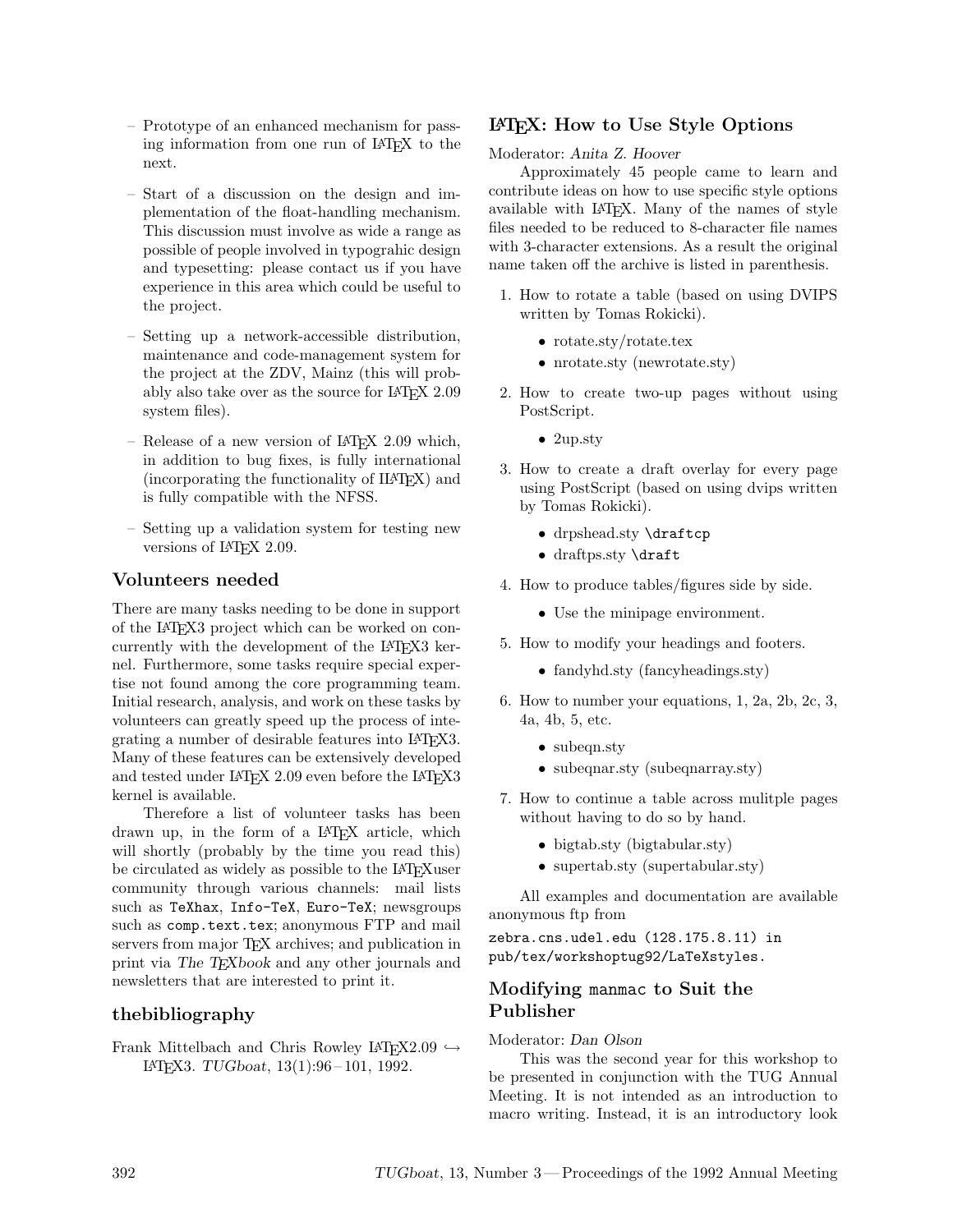– Prototype of an enhanced mechanism for passing information from one run of LaTeX to the next.

– Start of a discussion on the design and implementation of the float-handling mechanism. This discussion must involve as wide a range as possible of people involved in typograhic design and typesetting: please contact us if you have experience in this area which could be useful to the project.

– Setting up a network-accessible distribution, maintenance and code-management system for the project at the ZDV, Mainz (this will probably also take over as the source for LaTeX 2.09 system files).

– Release of a new version of LaTeX 2.09 which, in addition to bug fixes, is fully international (incorporating the functionality of ILaTeX) and is fully compatible with the NFSS.

– Setting up a validation system for testing new versions of LaTeX 2.09.

### Volunteers needed

There are many tasks needing to be done in support of the LaTeX3 project which can be worked on concurrently with the development of the LaTeX3 kernel. Furthermore, some tasks require special expertise not found among the core programming team. Initial research, analysis, and work on these tasks by volunteers can greatly speed up the process of integrating a number of desirable features into LaTeX3. Many of these features can be extensively developed and tested under LaTeX 2.09 even before the LaTeX3 kernel is available.

Therefore a list of volunteer tasks has been drawn up, in the form of a LaTeX article, which will shortly (probably by the time you read this) be circulated as widely as possible to the LaTeXuser community through various channels: mail lists such as `TeXhax`, `Info-TeX`, `Euro-TeX`; newsgroups such as `comp.text.tex`; anonymous FTP and mail servers from major TeX archives; and publication in print via *The TeXbook* and any other journals and newsletters that are interested to print it.

### thebibliography

Frank Mittelbach and Chris Rowley LaTeX2.09 ↪ LaTeX3. *TUGboat*, 13(1):96–101, 1992.

## LaTeX: How to Use Style Options

Moderator: *Anita Z. Hoover*

Approximately 45 people came to learn and contribute ideas on how to use specific style options available with LaTeX. Many of the names of style files needed to be reduced to 8-character file names with 3-character extensions. As a result the original name taken off the archive is listed in parenthesis.

1. How to rotate a table (based on using DVIPS written by Tomas Rokicki).
   - rotate.sty/rotate.tex
   - nrotate.sty (newrotate.sty)
2. How to create two-up pages without using PostScript.
   - 2up.sty
3. How to create a draft overlay for every page using PostScript (based on using dvips written by Tomas Rokicki).
   - drpshead.sty `\draftcp`
   - draftps.sty `\draft`
4. How to produce tables/figures side by side.
   - Use the minipage environment.
5. How to modify your headings and footers.
   - fandyhd.sty (fancyheadings.sty)
6. How to number your equations, 1, 2a, 2b, 2c, 3, 4a, 4b, 5, etc.
   - subeqn.sty
   - subeqnar.sty (subeqnarray.sty)
7. How to continue a table across mulitple pages without having to do so by hand.
   - bigtab.sty (bigtabular.sty)
   - supertab.sty (supertabular.sty)

All examples and documentation are available anonymous ftp from

`zebra.cns.udel.edu (128.175.8.11) in pub/tex/workshoptug92/LaTeXstyles.`

## Modifying `manmac` to Suit the Publisher

Moderator: *Dan Olson*

This was the second year for this workshop to be presented in conjunction with the TUG Annual Meeting. It is not intended as an introduction to macro writing. Instead, it is an introductory look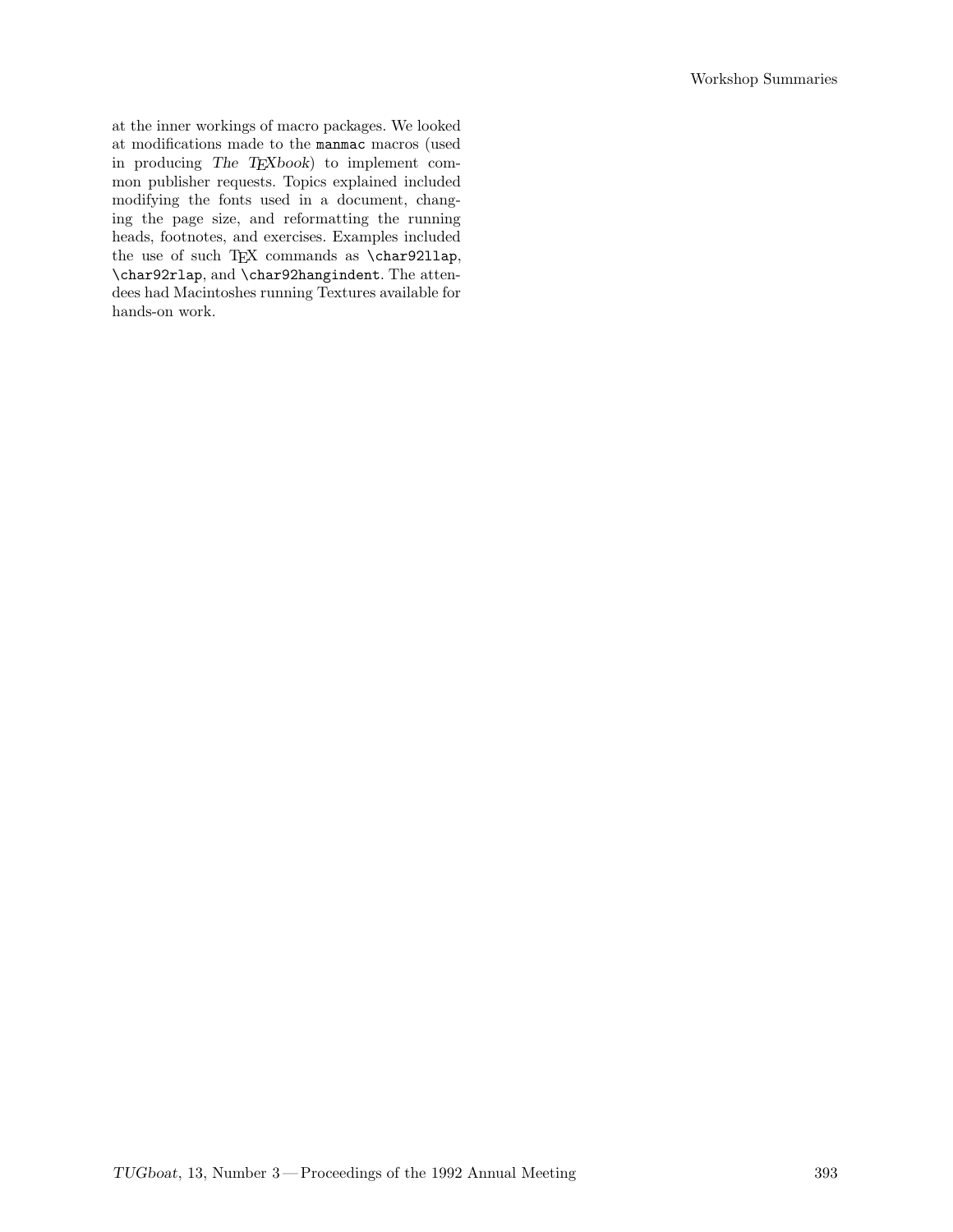at the inner workings of macro packages. We looked at modifications made to the `manmac` macros (used in producing *The TEXbook*) to implement common publisher requests. Topics explained included modifying the fonts used in a document, changing the page size, and reformatting the running heads, footnotes, and exercises. Examples included the use of such TEX commands as `\char92llap`, `\char92rlap`, and `\char92hangindent`. The attendees had Macintoshes running Textures available for hands-on work.